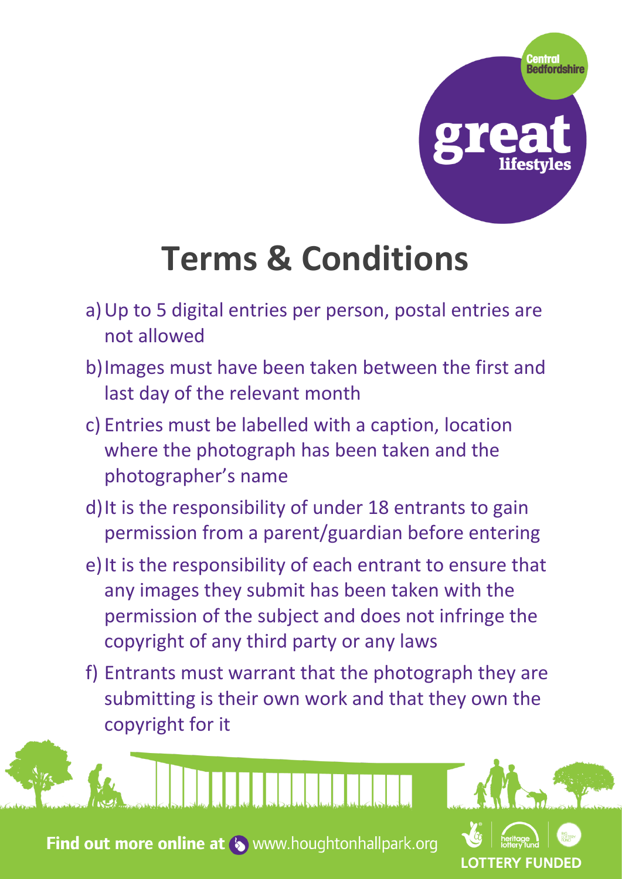Central Bedfordshire

great lifestyles

# Terms & Conditions

a) Up to 5 digital entries per person, postal entries are not allowed

b) Images must have been taken between the first and last day of the relevant month

c) Entries must be labelled with a caption, location where the photograph has been taken and the photographer's name

d) It is the responsibility of under 18 entrants to gain permission from a parent/guardian before entering

e) It is the responsibility of each entrant to ensure that any images they submit has been taken with the permission of the subject and does not infringe the copyright of any third party or any laws

f) Entrants must warrant that the photograph they are submitting is their own work and that they own the copyright for it

**Find out more online at** www.houghtonhallpark.org

heritage lottery fund

LOTTERY FUNDED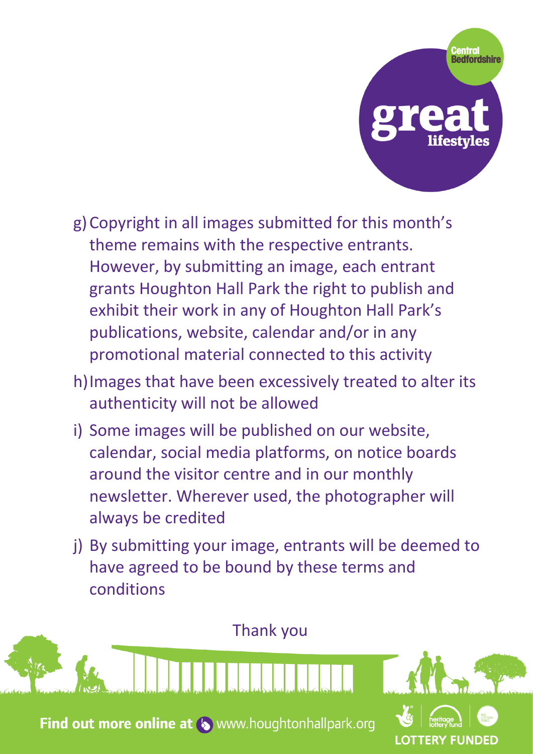g) Copyright in all images submitted for this month's theme remains with the respective entrants. However, by submitting an image, each entrant grants Houghton Hall Park the right to publish and exhibit their work in any of Houghton Hall Park's publications, website, calendar and/or in any promotional material connected to this activity

h) Images that have been excessively treated to alter its authenticity will not be allowed

i) Some images will be published on our website, calendar, social media platforms, on notice boards around the visitor centre and in our monthly newsletter. Wherever used, the photographer will always be credited

j) By submitting your image, entrants will be deemed to have agreed to be bound by these terms and conditions

Thank you

**Find out more online at** www.houghtonhallpark.org

LOTTERY FUNDED